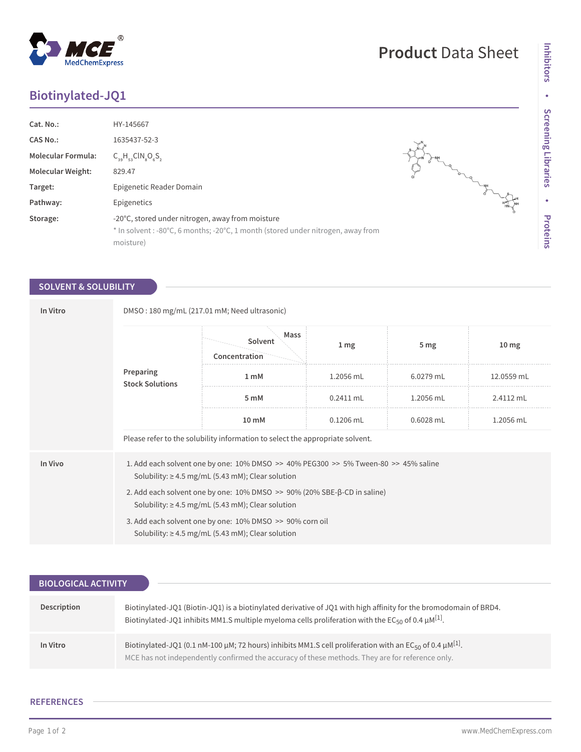# Biotinylated-JQ1

| | |
|---|---|
| **Cat. No.:** | HY-145667 |
| **CAS No.:** | 1635437-52-3 |
| **Molecular Formula:** | $C_{39}H_{53}ClN_8O_6S_2$ |
| **Molecular Weight:** | 829.47 |
| **Target:** | Epigenetic Reader Domain |
| **Pathway:** | Epigenetics |
| **Storage:** | -20°C, stored under nitrogen, away from moisture<br>* In solvent : -80°C, 6 months; -20°C, 1 month (stored under nitrogen, away from moisture) |

## SOLVENT & SOLUBILITY

### In Vitro

DMSO : 180 mg/mL (217.01 mM; Need ultrasonic)

| Preparing Stock Solutions | Concentration / Solvent / Mass | 1 mg | 5 mg | 10 mg |
|---|---|---|---|---|
| | 1 mM | 1.2056 mL | 6.0279 mL | 12.0559 mL |
| | 5 mM | 0.2411 mL | 1.2056 mL | 2.4112 mL |
| | 10 mM | 0.1206 mL | 0.6028 mL | 1.2056 mL |

Please refer to the solubility information to select the appropriate solvent.

### In Vivo

1. Add each solvent one by one: 10% DMSO >> 40% PEG300 >> 5% Tween-80 >> 45% saline
   Solubility: ≥ 4.5 mg/mL (5.43 mM); Clear solution
2. Add each solvent one by one: 10% DMSO >> 90% (20% SBE-β-CD in saline)
   Solubility: ≥ 4.5 mg/mL (5.43 mM); Clear solution
3. Add each solvent one by one: 10% DMSO >> 90% corn oil
   Solubility: ≥ 4.5 mg/mL (5.43 mM); Clear solution

## BIOLOGICAL ACTIVITY

**Description**

Biotinylated-JQ1 (Biotin-JQ1) is a biotinylated derivative of JQ1 with high affinity for the bromodomain of BRD4. Biotinylated-JQ1 inhibits MM1.S multiple myeloma cells proliferation with the $EC_{50}$ of 0.4 μM[1].

**In Vitro**

Biotinylated-JQ1 (0.1 nM-100 μM; 72 hours) inhibits MM1.S cell proliferation with an $EC_{50}$ of 0.4 μM[1].

MCE has not independently confirmed the accuracy of these methods. They are for reference only.

## REFERENCES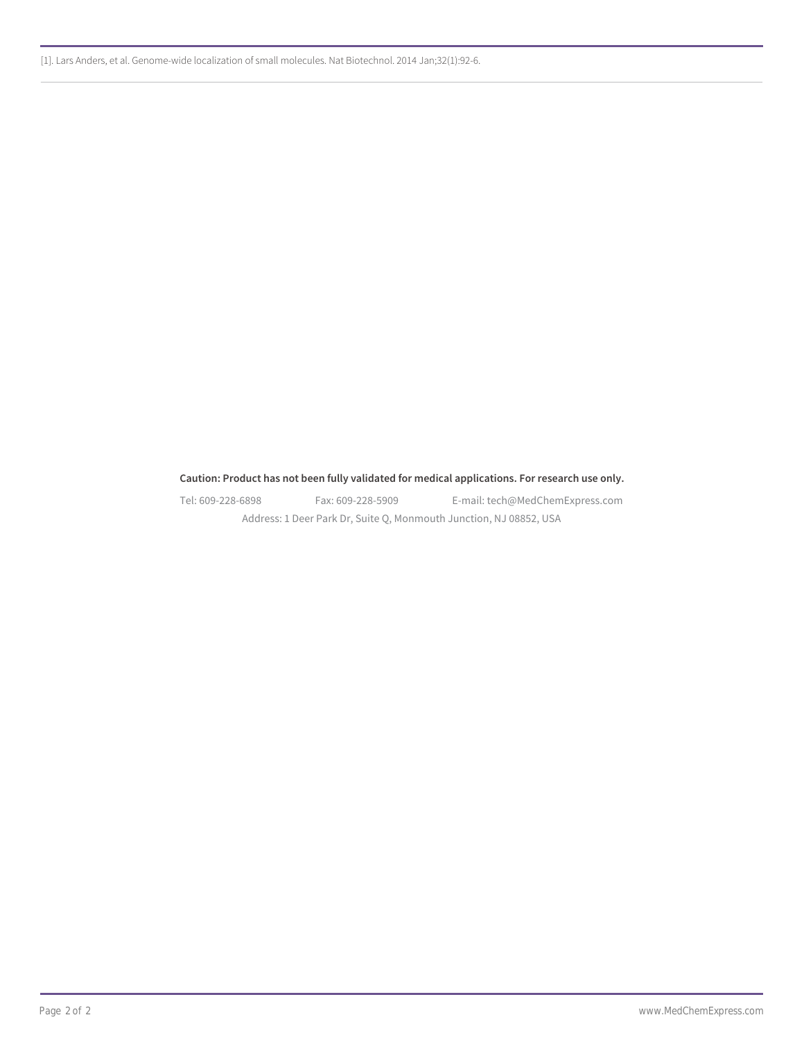[1]. Lars Anders, et al. Genome-wide localization of small molecules. Nat Biotechnol. 2014 Jan;32(1):92-6.

**Caution: Product has not been fully validated for medical applications. For research use only.**

Tel: 609-228-6898 Fax: 609-228-5909 E-mail: tech@MedChemExpress.com

Address: 1 Deer Park Dr, Suite Q, Monmouth Junction, NJ 08852, USA